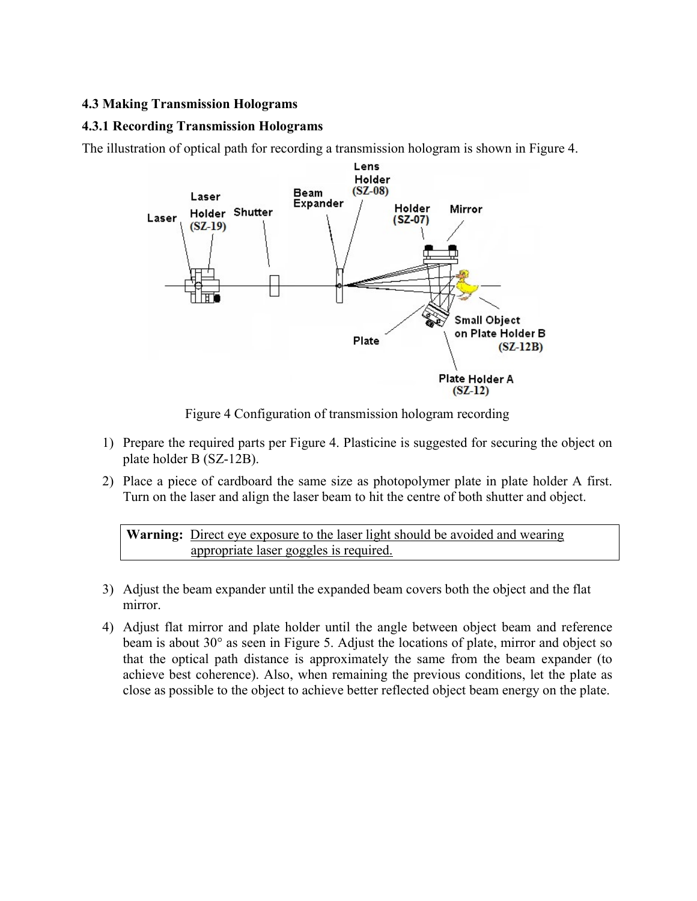### 4.3 Making Transmission Holograms

### 4.3.1 Recording Transmission Holograms

The illustration of optical path for recording a transmission hologram is shown in Figure 4.

Figure 4 Configuration of transmission hologram recording

1) Prepare the required parts per Figure 4. Plasticine is suggested for securing the object on plate holder B (SZ-12B).
2) Place a piece of cardboard the same size as photopolymer plate in plate holder A first. Turn on the laser and align the laser beam to hit the centre of both shutter and object.

> **Warning:** Direct eye exposure to the laser light should be avoided and wearing appropriate laser goggles is required.

3) Adjust the beam expander until the expanded beam covers both the object and the flat mirror.
4) Adjust flat mirror and plate holder until the angle between object beam and reference beam is about 30° as seen in Figure 5. Adjust the locations of plate, mirror and object so that the optical path distance is approximately the same from the beam expander (to achieve best coherence). Also, when remaining the previous conditions, let the plate as close as possible to the object to achieve better reflected object beam energy on the plate.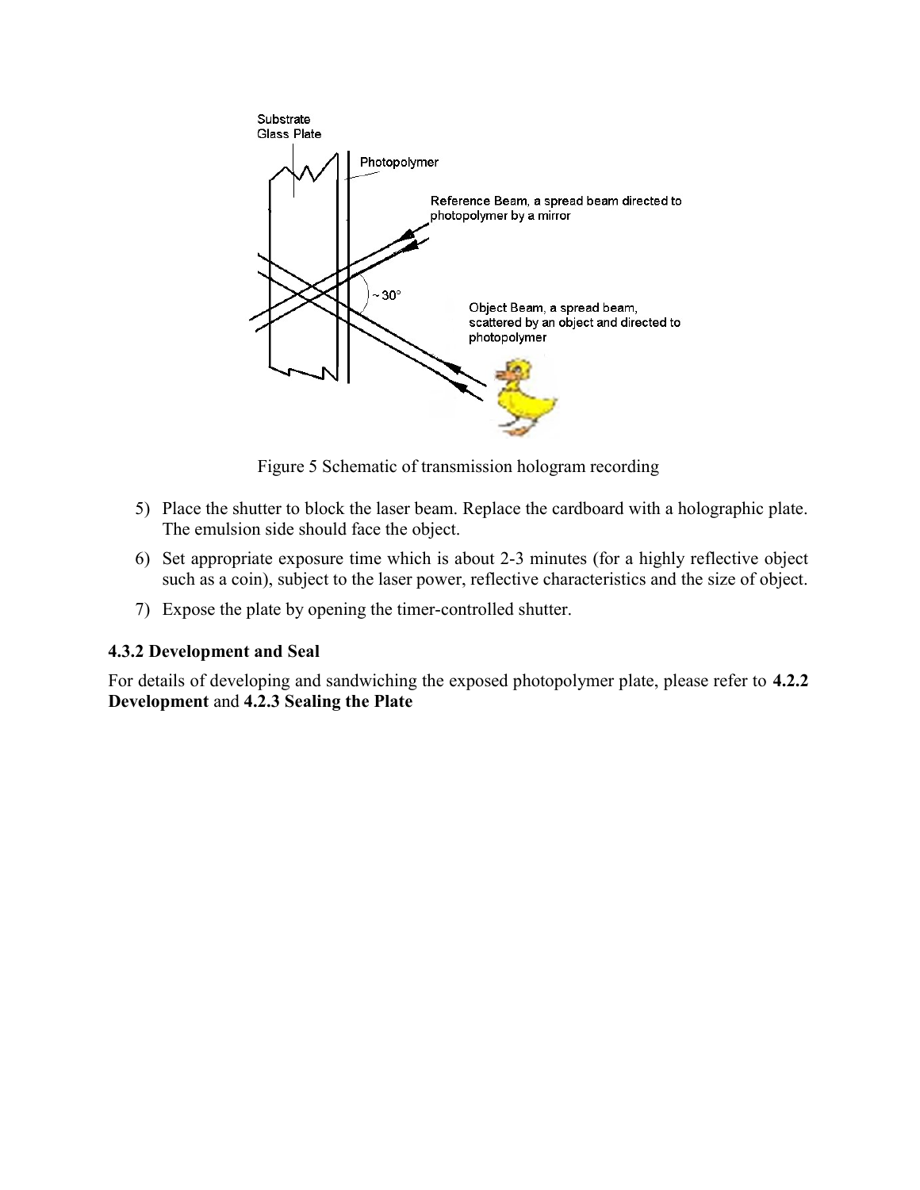Substrate Glass Plate

Photopolymer

Reference Beam, a spread beam directed to photopolymer by a mirror

~30°

Object Beam, a spread beam, scattered by an object and directed to photopolymer

Figure 5 Schematic of transmission hologram recording

5) Place the shutter to block the laser beam. Replace the cardboard with a holographic plate. The emulsion side should face the object.
6) Set appropriate exposure time which is about 2-3 minutes (for a highly reflective object such as a coin), subject to the laser power, reflective characteristics and the size of object.
7) Expose the plate by opening the timer-controlled shutter.

### 4.3.2 Development and Seal

For details of developing and sandwiching the exposed photopolymer plate, please refer to **4.2.2 Development** and **4.2.3 Sealing the Plate**